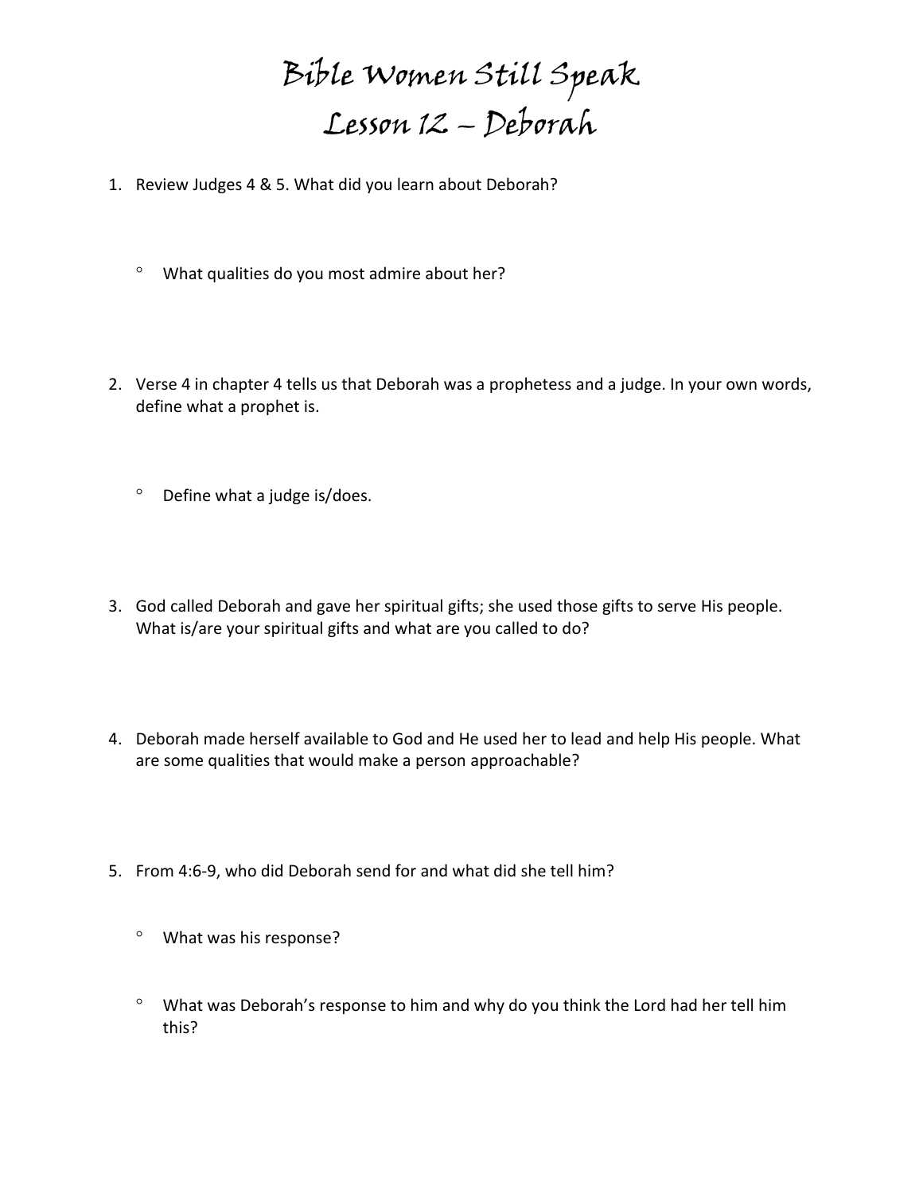# Bible Women Still Speak
# Lesson 12 – Deborah

1. Review Judges 4 & 5. What did you learn about Deborah?

   - What qualities do you most admire about her?

2. Verse 4 in chapter 4 tells us that Deborah was a prophetess and a judge. In your own words, define what a prophet is.

   - Define what a judge is/does.

3. God called Deborah and gave her spiritual gifts; she used those gifts to serve His people. What is/are your spiritual gifts and what are you called to do?

4. Deborah made herself available to God and He used her to lead and help His people. What are some qualities that would make a person approachable?

5. From 4:6-9, who did Deborah send for and what did she tell him?

   - What was his response?

   - What was Deborah's response to him and why do you think the Lord had her tell him this?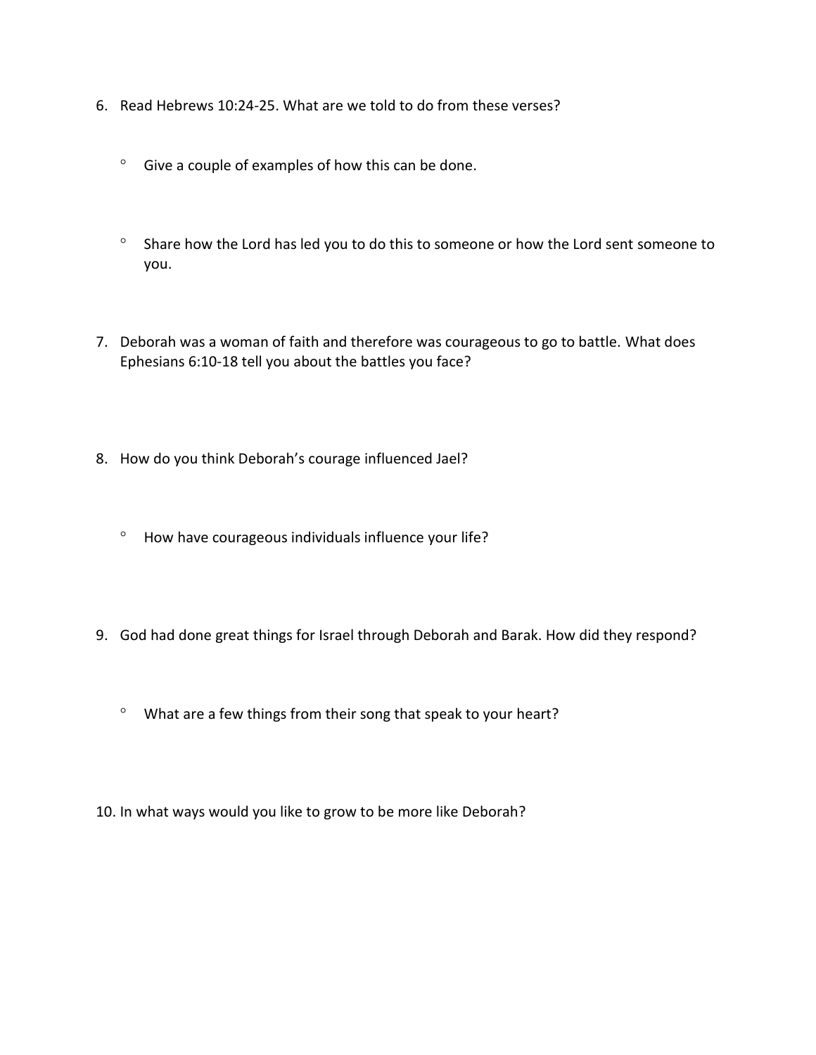6. Read Hebrews 10:24-25. What are we told to do from these verses?

    - Give a couple of examples of how this can be done.

    - Share how the Lord has led you to do this to someone or how the Lord sent someone to you.

7. Deborah was a woman of faith and therefore was courageous to go to battle. What does Ephesians 6:10-18 tell you about the battles you face?

8. How do you think Deborah's courage influenced Jael?

    - How have courageous individuals influence your life?

9. God had done great things for Israel through Deborah and Barak. How did they respond?

    - What are a few things from their song that speak to your heart?

10. In what ways would you like to grow to be more like Deborah?